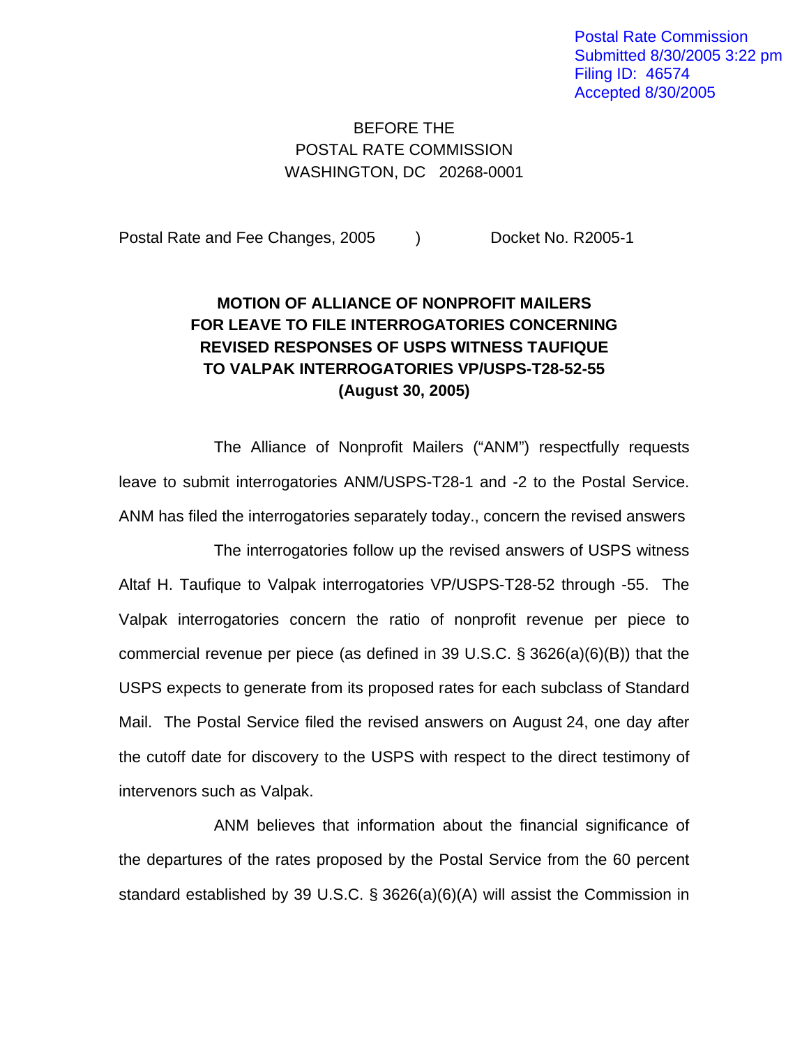Postal Rate Commission
Submitted 8/30/2005 3:22 pm
Filing ID: 46574
Accepted 8/30/2005

BEFORE THE
POSTAL RATE COMMISSION
WASHINGTON, DC 20268-0001

Postal Rate and Fee Changes, 2005 ) Docket No. R2005-1

**MOTION OF ALLIANCE OF NONPROFIT MAILERS FOR LEAVE TO FILE INTERROGATORIES CONCERNING REVISED RESPONSES OF USPS WITNESS TAUFIQUE TO VALPAK INTERROGATORIES VP/USPS-T28-52-55 (August 30, 2005)**

The Alliance of Nonprofit Mailers ("ANM") respectfully requests leave to submit interrogatories ANM/USPS-T28-1 and -2 to the Postal Service. ANM has filed the interrogatories separately today., concern the revised answers

The interrogatories follow up the revised answers of USPS witness Altaf H. Taufique to Valpak interrogatories VP/USPS-T28-52 through -55. The Valpak interrogatories concern the ratio of nonprofit revenue per piece to commercial revenue per piece (as defined in 39 U.S.C. § 3626(a)(6)(B)) that the USPS expects to generate from its proposed rates for each subclass of Standard Mail. The Postal Service filed the revised answers on August 24, one day after the cutoff date for discovery to the USPS with respect to the direct testimony of intervenors such as Valpak.

ANM believes that information about the financial significance of the departures of the rates proposed by the Postal Service from the 60 percent standard established by 39 U.S.C. § 3626(a)(6)(A) will assist the Commission in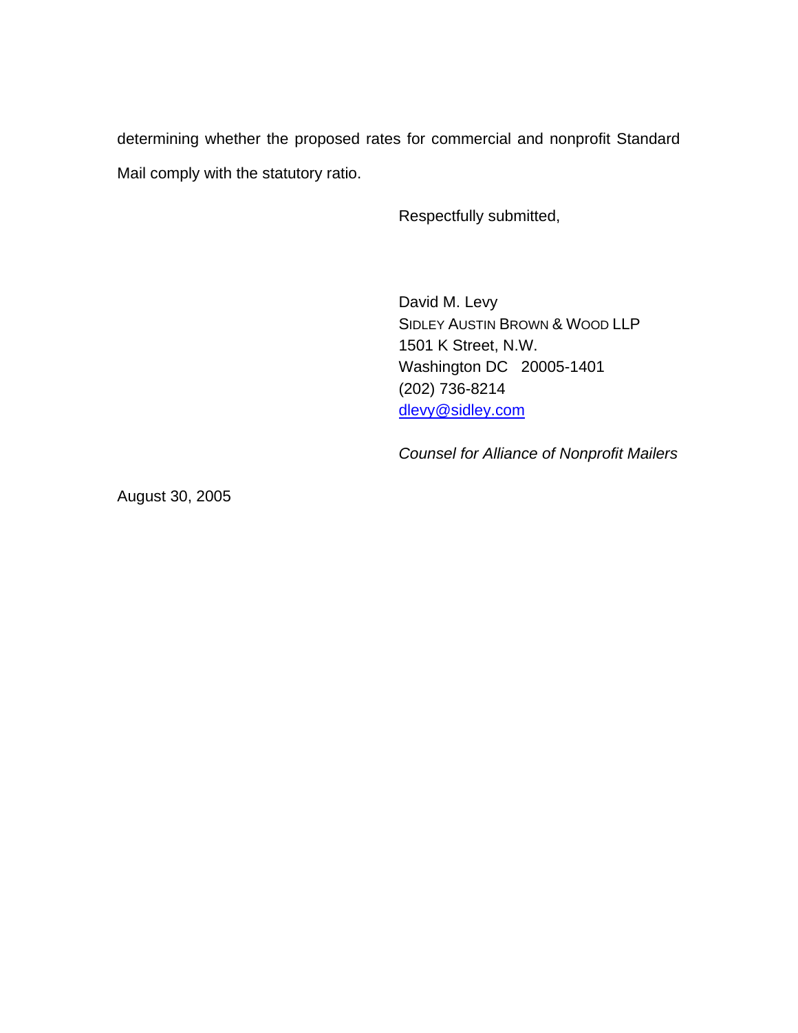determining whether the proposed rates for commercial and nonprofit Standard Mail comply with the statutory ratio.

Respectfully submitted,

David M. Levy
SIDLEY AUSTIN BROWN & WOOD LLP
1501 K Street, N.W.
Washington DC 20005-1401
(202) 736-8214
dlevy@sidley.com

*Counsel for Alliance of Nonprofit Mailers*

August 30, 2005